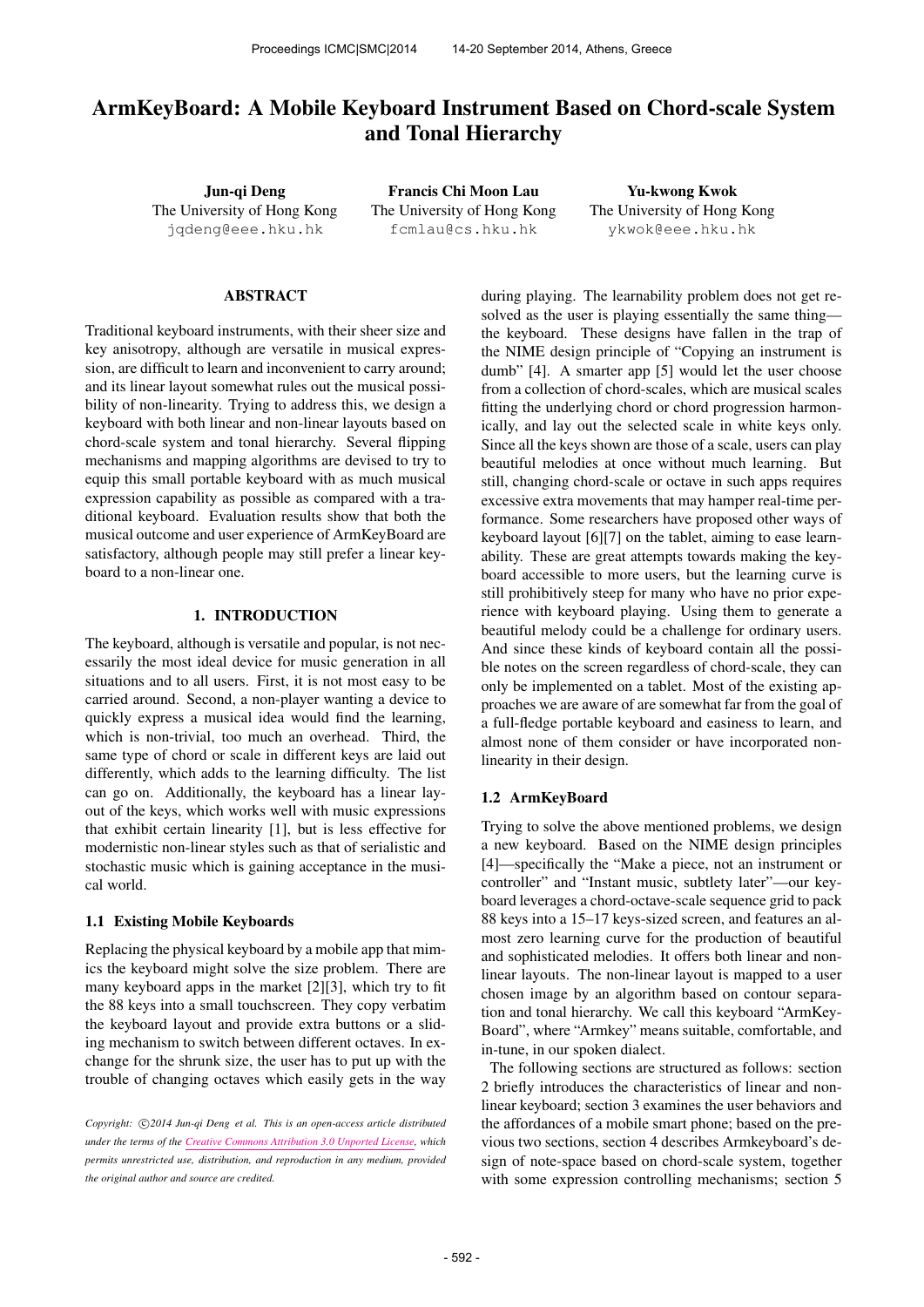# ArmKeyBoard: A Mobile Keyboard Instrument Based on Chord-scale System and Tonal Hierarchy

**Jun-qi Deng**
The University of Hong Kong
jqdeng@eee.hku.hk

**Francis Chi Moon Lau**
The University of Hong Kong
fcmlau@cs.hku.hk

**Yu-kwong Kwok**
The University of Hong Kong
ykwok@eee.hku.hk

## ABSTRACT

Traditional keyboard instruments, with their sheer size and key anisotropy, although are versatile in musical expression, are difficult to learn and inconvenient to carry around; and its linear layout somewhat rules out the musical possibility of non-linearity. Trying to address this, we design a keyboard with both linear and non-linear layouts based on chord-scale system and tonal hierarchy. Several flipping mechanisms and mapping algorithms are devised to try to equip this small portable keyboard with as much musical expression capability as possible as compared with a traditional keyboard. Evaluation results show that both the musical outcome and user experience of ArmKeyBoard are satisfactory, although people may still prefer a linear keyboard to a non-linear one.

## 1. INTRODUCTION

The keyboard, although is versatile and popular, is not necessarily the most ideal device for music generation in all situations and to all users. First, it is not most easy to be carried around. Second, a non-player wanting a device to quickly express a musical idea would find the learning, which is non-trivial, too much an overhead. Third, the same type of chord or scale in different keys are laid out differently, which adds to the learning difficulty. The list can go on. Additionally, the keyboard has a linear layout of the keys, which works well with music expressions that exhibit certain linearity [1], but is less effective for modernistic non-linear styles such as that of serialistic and stochastic music which is gaining acceptance in the musical world.

### 1.1 Existing Mobile Keyboards

Replacing the physical keyboard by a mobile app that mimics the keyboard might solve the size problem. There are many keyboard apps in the market [2][3], which try to fit the 88 keys into a small touchscreen. They copy verbatim the keyboard layout and provide extra buttons or a sliding mechanism to switch between different octaves. In exchange for the shrunk size, the user has to put up with the trouble of changing octaves which easily gets in the way during playing. The learnability problem does not get resolved as the user is playing essentially the same thing—the keyboard. These designs have fallen in the trap of the NIME design principle of "Copying an instrument is dumb" [4]. A smarter app [5] would let the user choose from a collection of chord-scales, which are musical scales fitting the underlying chord or chord progression harmonically, and lay out the selected scale in white keys only. Since all the keys shown are those of a scale, users can play beautiful melodies at once without much learning. But still, changing chord-scale or octave in such apps requires excessive extra movements that may hamper real-time performance. Some researchers have proposed other ways of keyboard layout [6][7] on the tablet, aiming to ease learnability. These are great attempts towards making the keyboard accessible to more users, but the learning curve is still prohibitively steep for many who have no prior experience with keyboard playing. Using them to generate a beautiful melody could be a challenge for ordinary users. And since these kinds of keyboard contain all the possible notes on the screen regardless of chord-scale, they can only be implemented on a tablet. Most of the existing approaches we are aware of are somewhat far from the goal of a full-fledge portable keyboard and easiness to learn, and almost none of them consider or have incorporated non-linearity in their design.

### 1.2 ArmKeyBoard

Trying to solve the above mentioned problems, we design a new keyboard. Based on the NIME design principles [4]—specifically the "Make a piece, not an instrument or controller" and "Instant music, subtlety later"—our keyboard leverages a chord-octave-scale sequence grid to pack 88 keys into a 15–17 keys-sized screen, and features an almost zero learning curve for the production of beautiful and sophisticated melodies. It offers both linear and non-linear layouts. The non-linear layout is mapped to a user chosen image by an algorithm based on contour separation and tonal hierarchy. We call this keyboard "ArmKeyBoard", where "Armkey" means suitable, comfortable, and in-tune, in our spoken dialect.

The following sections are structured as follows: section 2 briefly introduces the characteristics of linear and non-linear keyboard; section 3 examines the user behaviors and the affordances of a mobile smart phone; based on the previous two sections, section 4 describes Armkeyboard's design of note-space based on chord-scale system, together with some expression controlling mechanisms; section 5

*Copyright: ©2014 Jun-qi Deng et al. This is an open-access article distributed under the terms of the Creative Commons Attribution 3.0 Unported License, which permits unrestricted use, distribution, and reproduction in any medium, provided the original author and source are credited.*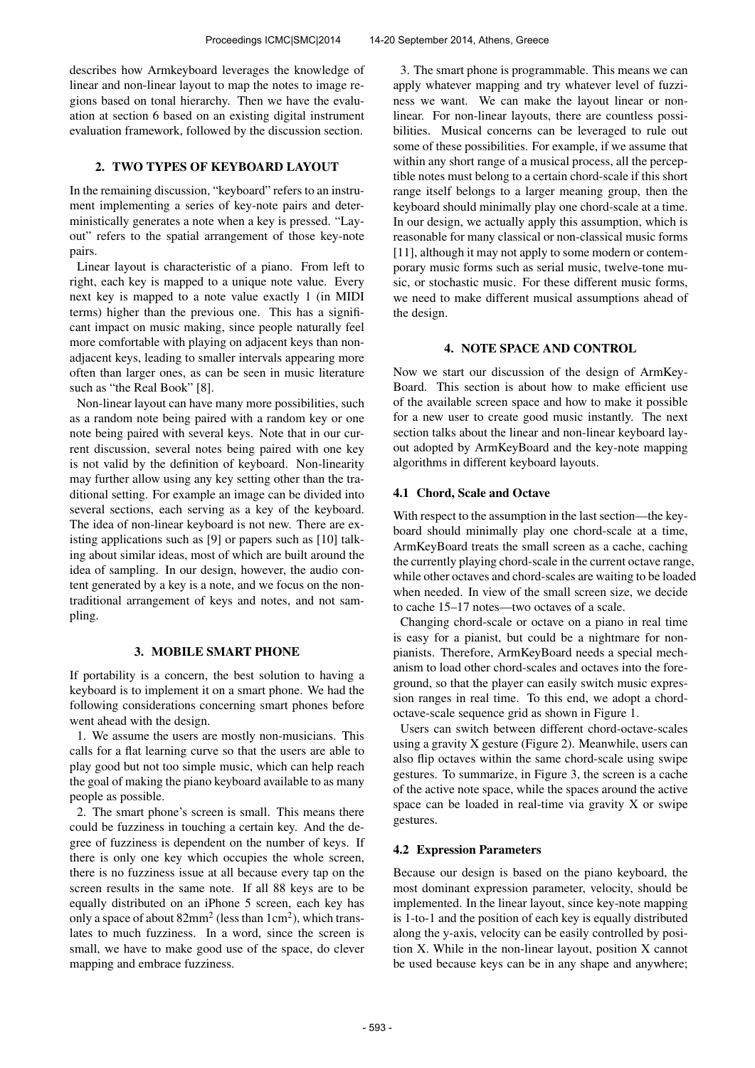describes how Armkeyboard leverages the knowledge of linear and non-linear layout to map the notes to image regions based on tonal hierarchy. Then we have the evaluation at section 6 based on an existing digital instrument evaluation framework, followed by the discussion section.

## 2. TWO TYPES OF KEYBOARD LAYOUT

In the remaining discussion, "keyboard" refers to an instrument implementing a series of key-note pairs and deterministically generates a note when a key is pressed. "Layout" refers to the spatial arrangement of those key-note pairs.

Linear layout is characteristic of a piano. From left to right, each key is mapped to a unique note value. Every next key is mapped to a note value exactly 1 (in MIDI terms) higher than the previous one. This has a significant impact on music making, since people naturally feel more comfortable with playing on adjacent keys than non-adjacent keys, leading to smaller intervals appearing more often than larger ones, as can be seen in music literature such as "the Real Book" [8].

Non-linear layout can have many more possibilities, such as a random note being paired with a random key or one note being paired with several keys. Note that in our current discussion, several notes being paired with one key is not valid by the definition of keyboard. Non-linearity may further allow using any key setting other than the traditional setting. For example an image can be divided into several sections, each serving as a key of the keyboard. The idea of non-linear keyboard is not new. There are existing applications such as [9] or papers such as [10] talking about similar ideas, most of which are built around the idea of sampling. In our design, however, the audio content generated by a key is a note, and we focus on the non-traditional arrangement of keys and notes, and not sampling.

## 3. MOBILE SMART PHONE

If portability is a concern, the best solution to having a keyboard is to implement it on a smart phone. We had the following considerations concerning smart phones before went ahead with the design.

1. We assume the users are mostly non-musicians. This calls for a flat learning curve so that the users are able to play good but not too simple music, which can help reach the goal of making the piano keyboard available to as many people as possible.

2. The smart phone's screen is small. This means there could be fuzziness in touching a certain key. And the degree of fuzziness is dependent on the number of keys. If there is only one key which occupies the whole screen, there is no fuzziness issue at all because every tap on the screen results in the same note. If all 88 keys are to be equally distributed on an iPhone 5 screen, each key has only a space of about 82mm$^2$ (less than 1cm$^2$), which translates to much fuzziness. In a word, since the screen is small, we have to make good use of the space, do clever mapping and embrace fuzziness.

3. The smart phone is programmable. This means we can apply whatever mapping and try whatever level of fuzziness we want. We can make the layout linear or non-linear. For non-linear layouts, there are countless possibilities. Musical concerns can be leveraged to rule out some of these possibilities. For example, if we assume that within any short range of a musical process, all the perceptible notes must belong to a certain chord-scale if this short range itself belongs to a larger meaning group, then the keyboard should minimally play one chord-scale at a time. In our design, we actually apply this assumption, which is reasonable for many classical or non-classical music forms [11], although it may not apply to some modern or contemporary music forms such as serial music, twelve-tone music, or stochastic music. For these different music forms, we need to make different musical assumptions ahead of the design.

## 4. NOTE SPACE AND CONTROL

Now we start our discussion of the design of ArmKeyBoard. This section is about how to make efficient use of the available screen space and how to make it possible for a new user to create good music instantly. The next section talks about the linear and non-linear keyboard layout adopted by ArmKeyBoard and the key-note mapping algorithms in different keyboard layouts.

### 4.1 Chord, Scale and Octave

With respect to the assumption in the last section—the keyboard should minimally play one chord-scale at a time, ArmKeyBoard treats the small screen as a cache, caching the currently playing chord-scale in the current octave range, while other octaves and chord-scales are waiting to be loaded when needed. In view of the small screen size, we decide to cache 15–17 notes—two octaves of a scale.

Changing chord-scale or octave on a piano in real time is easy for a pianist, but could be a nightmare for non-pianists. Therefore, ArmKeyBoard needs a special mechanism to load other chord-scales and octaves into the foreground, so that the player can easily switch music expression ranges in real time. To this end, we adopt a chord-octave-scale sequence grid as shown in Figure 1.

Users can switch between different chord-octave-scales using a gravity X gesture (Figure 2). Meanwhile, users can also flip octaves within the same chord-scale using swipe gestures. To summarize, in Figure 3, the screen is a cache of the active note space, while the spaces around the active space can be loaded in real-time via gravity X or swipe gestures.

### 4.2 Expression Parameters

Because our design is based on the piano keyboard, the most dominant expression parameter, velocity, should be implemented. In the linear layout, since key-note mapping is 1-to-1 and the position of each key is equally distributed along the y-axis, velocity can be easily controlled by position X. While in the non-linear layout, position X cannot be used because keys can be in any shape and anywhere;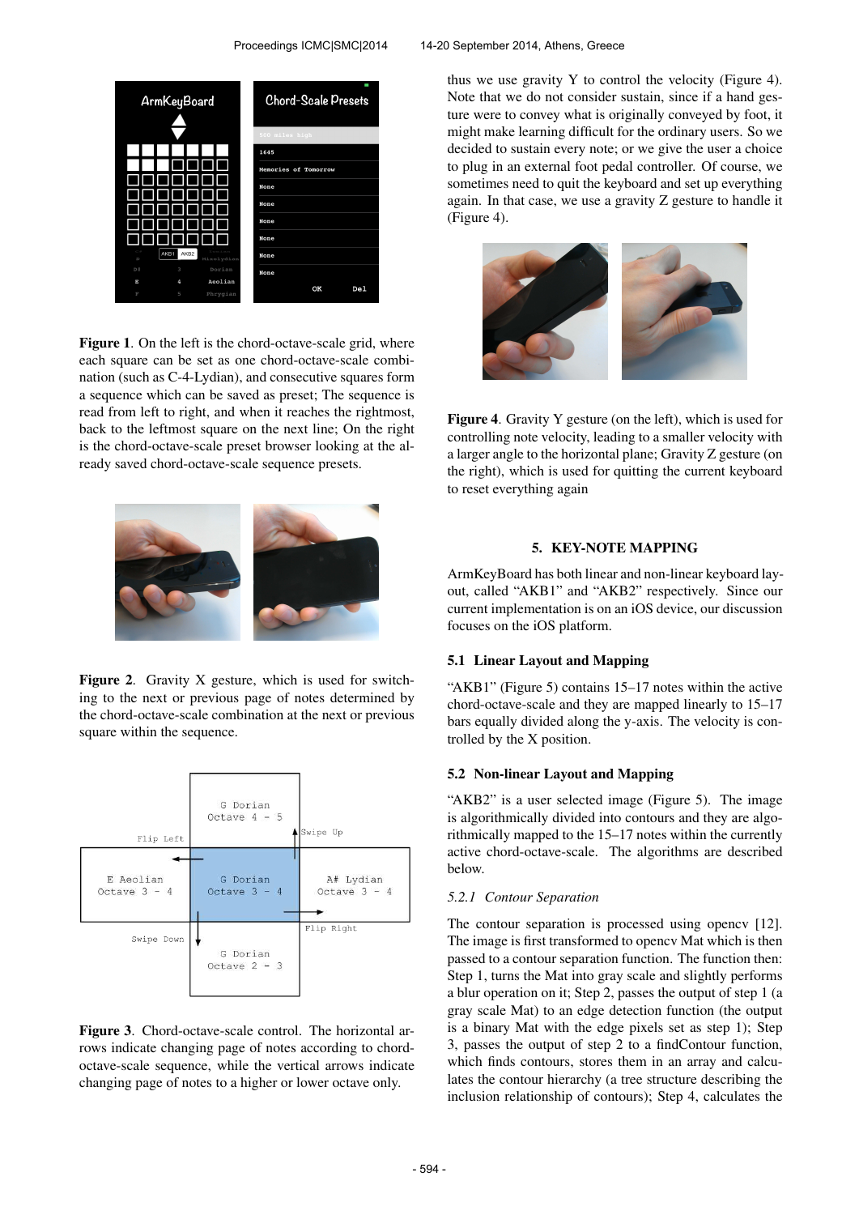**Figure 1**. On the left is the chord-octave-scale grid, where each square can be set as one chord-octave-scale combination (such as C-4-Lydian), and consecutive squares form a sequence which can be saved as preset; The sequence is read from left to right, and when it reaches the rightmost, back to the leftmost square on the next line; On the right is the chord-octave-scale preset browser looking at the already saved chord-octave-scale sequence presets.

**Figure 2**. Gravity X gesture, which is used for switching to the next or previous page of notes determined by the chord-octave-scale combination at the next or previous square within the sequence.

**Figure 3**. Chord-octave-scale control. The horizontal arrows indicate changing page of notes according to chord-octave-scale sequence, while the vertical arrows indicate changing page of notes to a higher or lower octave only.

thus we use gravity Y to control the velocity (Figure 4). Note that we do not consider sustain, since if a hand gesture were to convey what is originally conveyed by foot, it might make learning difficult for the ordinary users. So we decided to sustain every note; or we give the user a choice to plug in an external foot pedal controller. Of course, we sometimes need to quit the keyboard and set up everything again. In that case, we use a gravity Z gesture to handle it (Figure 4).

**Figure 4**. Gravity Y gesture (on the left), which is used for controlling note velocity, leading to a smaller velocity with a larger angle to the horizontal plane; Gravity Z gesture (on the right), which is used for quitting the current keyboard to reset everything again

## 5. KEY-NOTE MAPPING

ArmKeyBoard has both linear and non-linear keyboard layout, called "AKB1" and "AKB2" respectively. Since our current implementation is on an iOS device, our discussion focuses on the iOS platform.

### 5.1 Linear Layout and Mapping

"AKB1" (Figure 5) contains 15–17 notes within the active chord-octave-scale and they are mapped linearly to 15–17 bars equally divided along the y-axis. The velocity is controlled by the X position.

### 5.2 Non-linear Layout and Mapping

"AKB2" is a user selected image (Figure 5). The image is algorithmically divided into contours and they are algorithmically mapped to the 15–17 notes within the currently active chord-octave-scale. The algorithms are described below.

#### *5.2.1 Contour Separation*

The contour separation is processed using opencv [12]. The image is first transformed to opencv Mat which is then passed to a contour separation function. The function then: Step 1, turns the Mat into gray scale and slightly performs a blur operation on it; Step 2, passes the output of step 1 (a gray scale Mat) to an edge detection function (the output is a binary Mat with the edge pixels set as step 1); Step 3, passes the output of step 2 to a findContour function, which finds contours, stores them in an array and calculates the contour hierarchy (a tree structure describing the inclusion relationship of contours); Step 4, calculates the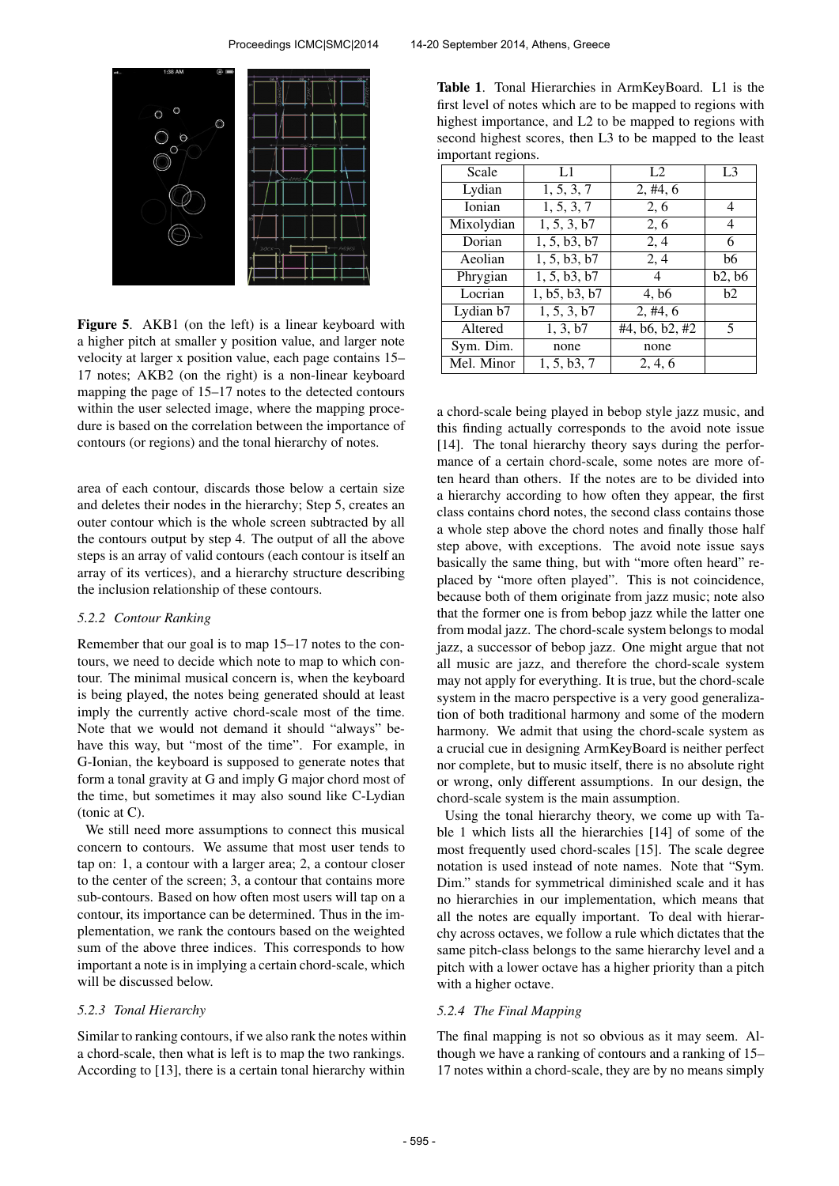**Figure 5**. AKB1 (on the left) is a linear keyboard with a higher pitch at smaller y position value, and larger note velocity at larger x position value, each page contains 15–17 notes; AKB2 (on the right) is a non-linear keyboard mapping the page of 15–17 notes to the detected contours within the user selected image, where the mapping procedure is based on the correlation between the importance of contours (or regions) and the tonal hierarchy of notes.

area of each contour, discards those below a certain size and deletes their nodes in the hierarchy; Step 5, creates an outer contour which is the whole screen subtracted by all the contours output by step 4. The output of all the above steps is an array of valid contours (each contour is itself an array of its vertices), and a hierarchy structure describing the inclusion relationship of these contours.

#### *5.2.2 Contour Ranking*

Remember that our goal is to map 15–17 notes to the contours, we need to decide which note to map to which contour. The minimal musical concern is, when the keyboard is being played, the notes being generated should at least imply the currently active chord-scale most of the time. Note that we would not demand it should "always" behave this way, but "most of the time". For example, in G-Ionian, the keyboard is supposed to generate notes that form a tonal gravity at G and imply G major chord most of the time, but sometimes it may also sound like C-Lydian (tonic at C).

We still need more assumptions to connect this musical concern to contours. We assume that most user tends to tap on: 1, a contour with a larger area; 2, a contour closer to the center of the screen; 3, a contour that contains more sub-contours. Based on how often most users will tap on a contour, its importance can be determined. Thus in the implementation, we rank the contours based on the weighted sum of the above three indices. This corresponds to how important a note is in implying a certain chord-scale, which will be discussed below.

#### *5.2.3 Tonal Hierarchy*

Similar to ranking contours, if we also rank the notes within a chord-scale, then what is left is to map the two rankings. According to [13], there is a certain tonal hierarchy within a chord-scale being played in bebop style jazz music, and this finding actually corresponds to the avoid note issue [14]. The tonal hierarchy theory says during the performance of a certain chord-scale, some notes are more often heard than others. If the notes are to be divided into a hierarchy according to how often they appear, the first class contains chord notes, the second class contains those a whole step above the chord notes and finally those half step above, with exceptions. The avoid note issue says basically the same thing, but with "more often heard" replaced by "more often played". This is not coincidence, because both of them originate from jazz music; note also that the former one is from bebop jazz while the latter one from modal jazz. The chord-scale system belongs to modal jazz, a successor of bebop jazz. One might argue that not all music are jazz, and therefore the chord-scale system may not apply for everything. It is true, but the chord-scale system in the macro perspective is a very good generalization of both traditional harmony and some of the modern harmony. We admit that using the chord-scale system as a crucial cue in designing ArmKeyBoard is neither perfect nor complete, but to music itself, there is no absolute right or wrong, only different assumptions. In our design, the chord-scale system is the main assumption.

Using the tonal hierarchy theory, we come up with Table 1 which lists all the hierarchies [14] of some of the most frequently used chord-scales [15]. The scale degree notation is used instead of note names. Note that "Sym. Dim." stands for symmetrical diminished scale and it has no hierarchies in our implementation, which means that all the notes are equally important. To deal with hierarchy across octaves, we follow a rule which dictates that the same pitch-class belongs to the same hierarchy level and a pitch with a lower octave has a higher priority than a pitch with a higher octave.

**Table 1**. Tonal Hierarchies in ArmKeyBoard. L1 is the first level of notes which are to be mapped to regions with highest importance, and L2 to be mapped to regions with second highest scores, then L3 to be mapped to the least important regions.

| Scale | L1 | L2 | L3 |
|---|---|---|---|
| Lydian | 1, 5, 3, 7 | 2, #4, 6 | |
| Ionian | 1, 5, 3, 7 | 2, 6 | 4 |
| Mixolydian | 1, 5, 3, b7 | 2, 6 | 4 |
| Dorian | 1, 5, b3, b7 | 2, 4 | 6 |
| Aeolian | 1, 5, b3, b7 | 2, 4 | b6 |
| Phrygian | 1, 5, b3, b7 | 4 | b2, b6 |
| Locrian | 1, b5, b3, b7 | 4, b6 | b2 |
| Lydian b7 | 1, 5, 3, b7 | 2, #4, 6 | |
| Altered | 1, 3, b7 | #4, b6, b2, #2 | 5 |
| Sym. Dim. | none | none | |
| Mel. Minor | 1, 5, b3, 7 | 2, 4, 6 | |

#### *5.2.4 The Final Mapping*

The final mapping is not so obvious as it may seem. Although we have a ranking of contours and a ranking of 15–17 notes within a chord-scale, they are by no means simply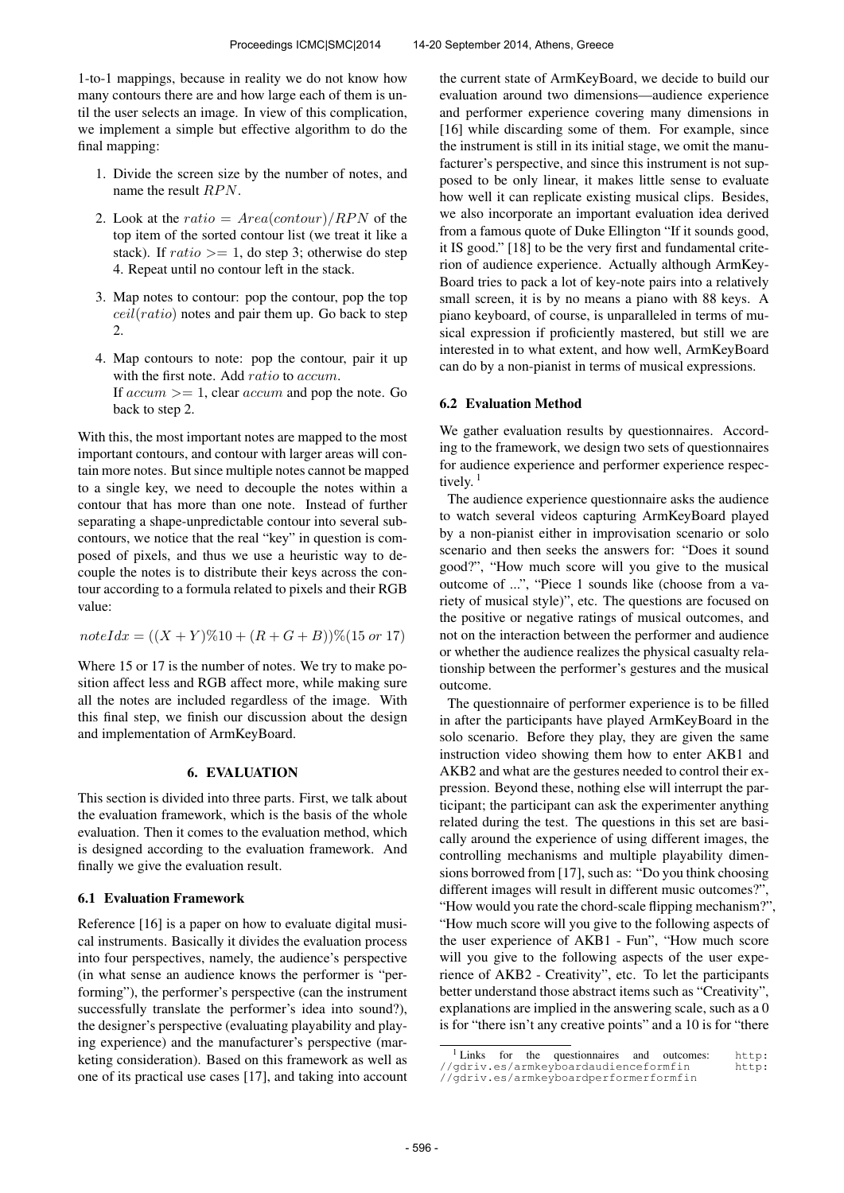1-to-1 mappings, because in reality we do not know how many contours there are and how large each of them is until the user selects an image. In view of this complication, we implement a simple but effective algorithm to do the final mapping:

1. Divide the screen size by the number of notes, and name the result $RPN$.
2. Look at the $ratio = Area(contour)/RPN$ of the top item of the sorted contour list (we treat it like a stack). If $ratio >= 1$, do step 3; otherwise do step 4. Repeat until no contour left in the stack.
3. Map notes to contour: pop the contour, pop the top $ceil(ratio)$ notes and pair them up. Go back to step 2.
4. Map contours to note: pop the contour, pair it up with the first note. Add $ratio$ to $accum$.
   If $accum >= 1$, clear $accum$ and pop the note. Go back to step 2.

With this, the most important notes are mapped to the most important contours, and contour with larger areas will contain more notes. But since multiple notes cannot be mapped to a single key, we need to decouple the notes within a contour that has more than one note. Instead of further separating a shape-unpredictable contour into several sub-contours, we notice that the real "key" in question is composed of pixels, and thus we use a heuristic way to decouple the notes is to distribute their keys across the contour according to a formula related to pixels and their RGB value:

$$noteIdx = ((X + Y)\%10 + (R + G + B))\%(15 \; or \; 17)$$

Where 15 or 17 is the number of notes. We try to make position affect less and RGB affect more, while making sure all the notes are included regardless of the image. With this final step, we finish our discussion about the design and implementation of ArmKeyBoard.

# 6. EVALUATION

This section is divided into three parts. First, we talk about the evaluation framework, which is the basis of the whole evaluation. Then it comes to the evaluation method, which is designed according to the evaluation framework. And finally we give the evaluation result.

## 6.1 Evaluation Framework

Reference [16] is a paper on how to evaluate digital musical instruments. Basically it divides the evaluation process into four perspectives, namely, the audience's perspective (in what sense an audience knows the performer is "performing"), the performer's perspective (can the instrument successfully translate the performer's idea into sound?), the designer's perspective (evaluating playability and playing experience) and the manufacturer's perspective (marketing consideration). Based on this framework as well as one of its practical use cases [17], and taking into account the current state of ArmKeyBoard, we decide to build our evaluation around two dimensions—audience experience and performer experience covering many dimensions in [16] while discarding some of them. For example, since the instrument is still in its initial stage, we omit the manufacturer's perspective, and since this instrument is not supposed to be only linear, it makes little sense to evaluate how well it can replicate existing musical clips. Besides, we also incorporate an important evaluation idea derived from a famous quote of Duke Ellington "If it sounds good, it IS good." [18] to be the very first and fundamental criterion of audience experience. Actually although ArmKeyBoard tries to pack a lot of key-note pairs into a relatively small screen, it is by no means a piano with 88 keys. A piano keyboard, of course, is unparalleled in terms of musical expression if proficiently mastered, but still we are interested in to what extent, and how well, ArmKeyBoard can do by a non-pianist in terms of musical expressions.

## 6.2 Evaluation Method

We gather evaluation results by questionnaires. According to the framework, we design two sets of questionnaires for audience experience and performer experience respectively. [1]

The audience experience questionnaire asks the audience to watch several videos capturing ArmKeyBoard played by a non-pianist either in improvisation scenario or solo scenario and then seeks the answers for: "Does it sound good?", "How much score will you give to the musical outcome of ...", "Piece 1 sounds like (choose from a variety of musical style)", etc. The questions are focused on the positive or negative ratings of musical outcomes, and not on the interaction between the performer and audience or whether the audience realizes the physical casualty relationship between the performer's gestures and the musical outcome.

The questionnaire of performer experience is to be filled in after the participants have played ArmKeyBoard in the solo scenario. Before they play, they are given the same instruction video showing them how to enter AKB1 and AKB2 and what are the gestures needed to control their expression. Beyond these, nothing else will interrupt the participant; the participant can ask the experimenter anything related during the test. The questions in this set are basically around the experience of using different images, the controlling mechanisms and multiple playability dimensions borrowed from [17], such as: "Do you think choosing different images will result in different music outcomes?", "How would you rate the chord-scale flipping mechanism?", "How much score will you give to the following aspects of the user experience of AKB1 - Fun", "How much score will you give to the following aspects of the user experience of AKB2 - Creativity", etc. To let the participants better understand those abstract items such as "Creativity", explanations are implied in the answering scale, such as a 0 is for "there isn't any creative points" and a 10 is for "there

[1] Links for the questionnaires and outcomes: http://gdriv.es/armkeyboardaudienceformfin http://gdriv.es/armkeyboardperformerformfin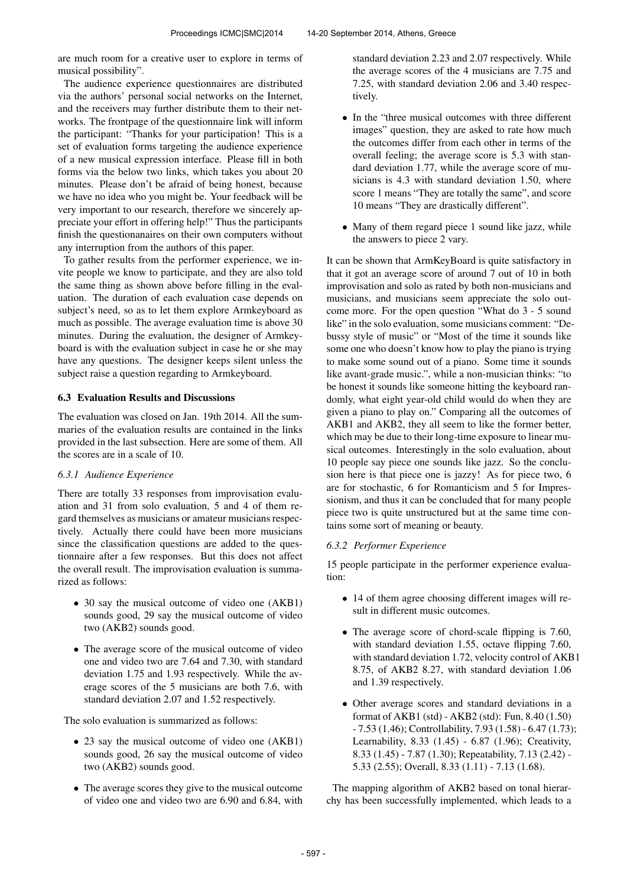are much room for a creative user to explore in terms of musical possibility".

The audience experience questionnaires are distributed via the authors' personal social networks on the Internet, and the receivers may further distribute them to their networks. The frontpage of the questionnaire link will inform the participant: "Thanks for your participation! This is a set of evaluation forms targeting the audience experience of a new musical expression interface. Please fill in both forms via the below two links, which takes you about 20 minutes. Please don't be afraid of being honest, because we have no idea who you might be. Your feedback will be very important to our research, therefore we sincerely appreciate your effort in offering help!" Thus the participants finish the questionanaires on their own computers without any interruption from the authors of this paper.

To gather results from the performer experience, we invite people we know to participate, and they are also told the same thing as shown above before filling in the evaluation. The duration of each evaluation case depends on subject's need, so as to let them explore Armkeyboard as much as possible. The average evaluation time is above 30 minutes. During the evaluation, the designer of Armkeyboard is with the evaluation subject in case he or she may have any questions. The designer keeps silent unless the subject raise a question regarding to Armkeyboard.

### 6.3 Evaluation Results and Discussions

The evaluation was closed on Jan. 19th 2014. All the summaries of the evaluation results are contained in the links provided in the last subsection. Here are some of them. All the scores are in a scale of 10.

#### *6.3.1 Audience Experience*

There are totally 33 responses from improvisation evaluation and 31 from solo evaluation, 5 and 4 of them regard themselves as musicians or amateur musicians respectively. Actually there could have been more musicians since the classification questions are added to the questionnaire after a few responses. But this does not affect the overall result. The improvisation evaluation is summarized as follows:

- 30 say the musical outcome of video one (AKB1) sounds good, 29 say the musical outcome of video two (AKB2) sounds good.
- The average score of the musical outcome of video one and video two are 7.64 and 7.30, with standard deviation 1.75 and 1.93 respectively. While the average scores of the 5 musicians are both 7.6, with standard deviation 2.07 and 1.52 respectively.

The solo evaluation is summarized as follows:

- 23 say the musical outcome of video one (AKB1) sounds good, 26 say the musical outcome of video two (AKB2) sounds good.
- The average scores they give to the musical outcome of video one and video two are 6.90 and 6.84, with standard deviation 2.23 and 2.07 respectively. While the average scores of the 4 musicians are 7.75 and 7.25, with standard deviation 2.06 and 3.40 respectively.
- In the "three musical outcomes with three different images" question, they are asked to rate how much the outcomes differ from each other in terms of the overall feeling; the average score is 5.3 with standard deviation 1.77, while the average score of musicians is 4.3 with standard deviation 1.50, where score 1 means "They are totally the same", and score 10 means "They are drastically different".
- Many of them regard piece 1 sound like jazz, while the answers to piece 2 vary.

It can be shown that ArmKeyBoard is quite satisfactory in that it got an average score of around 7 out of 10 in both improvisation and solo as rated by both non-musicians and musicians, and musicians seem appreciate the solo outcome more. For the open question "What do 3 - 5 sound like" in the solo evaluation, some musicians comment: "Debussy style of music" or "Most of the time it sounds like some one who doesn't know how to play the piano is trying to make some sound out of a piano. Some time it sounds like avant-grade music.", while a non-musician thinks: "to be honest it sounds like someone hitting the keyboard randomly, what eight year-old child would do when they are given a piano to play on." Comparing all the outcomes of AKB1 and AKB2, they all seem to like the former better, which may be due to their long-time exposure to linear musical outcomes. Interestingly in the solo evaluation, about 10 people say piece one sounds like jazz. So the conclusion here is that piece one is jazzy! As for piece two, 6 are for stochastic, 6 for Romanticism and 5 for Impressionism, and thus it can be concluded that for many people piece two is quite unstructured but at the same time contains some sort of meaning or beauty.

#### *6.3.2 Performer Experience*

15 people participate in the performer experience evaluation:

- 14 of them agree choosing different images will result in different music outcomes.
- The average score of chord-scale flipping is 7.60, with standard deviation 1.55, octave flipping 7.60, with standard deviation 1.72, velocity control of AKB1 8.75, of AKB2 8.27, with standard deviation 1.06 and 1.39 respectively.
- Other average scores and standard deviations in a format of AKB1 (std) - AKB2 (std): Fun, 8.40 (1.50) - 7.53 (1.46); Controllability, 7.93 (1.58) - 6.47 (1.73); Learnability, 8.33 (1.45) - 6.87 (1.96); Creativity, 8.33 (1.45) - 7.87 (1.30); Repeatability, 7.13 (2.42) - 5.33 (2.55); Overall, 8.33 (1.11) - 7.13 (1.68).

The mapping algorithm of AKB2 based on tonal hierarchy has been successfully implemented, which leads to a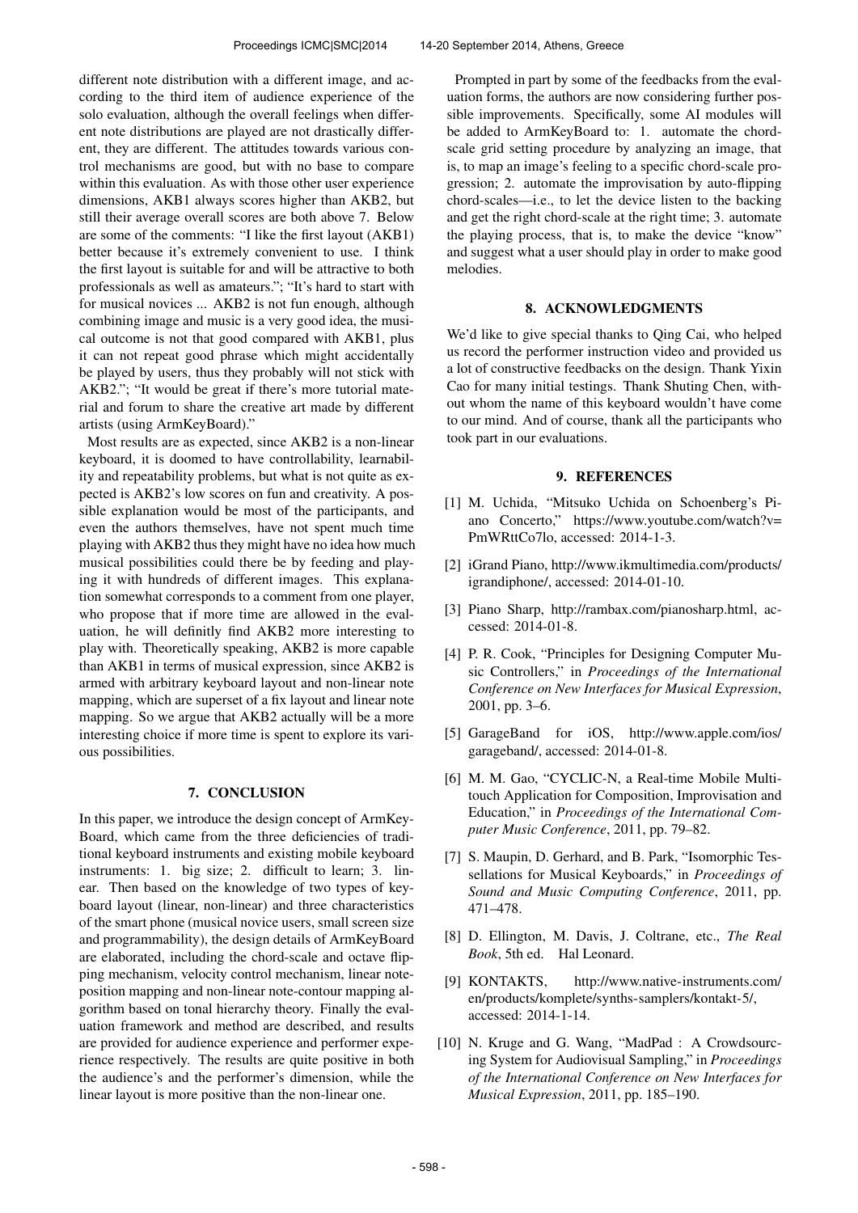different note distribution with a different image, and according to the third item of audience experience of the solo evaluation, although the overall feelings when different note distributions are played are not drastically different, they are different. The attitudes towards various control mechanisms are good, but with no base to compare within this evaluation. As with those other user experience dimensions, AKB1 always scores higher than AKB2, but still their average overall scores are both above 7. Below are some of the comments: "I like the first layout (AKB1) better because it's extremely convenient to use. I think the first layout is suitable for and will be attractive to both professionals as well as amateurs."; "It's hard to start with for musical novices ... AKB2 is not fun enough, although combining image and music is a very good idea, the musical outcome is not that good compared with AKB1, plus it can not repeat good phrase which might accidentally be played by users, thus they probably will not stick with AKB2."; "It would be great if there's more tutorial material and forum to share the creative art made by different artists (using ArmKeyBoard)."

Most results are as expected, since AKB2 is a non-linear keyboard, it is doomed to have controllability, learnability and repeatability problems, but what is not quite as expected is AKB2's low scores on fun and creativity. A possible explanation would be most of the participants, and even the authors themselves, have not spent much time playing with AKB2 thus they might have no idea how much musical possibilities could there be by feeding and playing it with hundreds of different images. This explanation somewhat corresponds to a comment from one player, who propose that if more time are allowed in the evaluation, he will definitly find AKB2 more interesting to play with. Theoretically speaking, AKB2 is more capable than AKB1 in terms of musical expression, since AKB2 is armed with arbitrary keyboard layout and non-linear note mapping, which are superset of a fix layout and linear note mapping. So we argue that AKB2 actually will be a more interesting choice if more time is spent to explore its various possibilities.

## 7. CONCLUSION

In this paper, we introduce the design concept of ArmKeyBoard, which came from the three deficiencies of traditional keyboard instruments and existing mobile keyboard instruments: 1. big size; 2. difficult to learn; 3. linear. Then based on the knowledge of two types of keyboard layout (linear, non-linear) and three characteristics of the smart phone (musical novice users, small screen size and programmability), the design details of ArmKeyBoard are elaborated, including the chord-scale and octave flipping mechanism, velocity control mechanism, linear note-position mapping and non-linear note-contour mapping algorithm based on tonal hierarchy theory. Finally the evaluation framework and method are described, and results are provided for audience experience and performer experience respectively. The results are quite positive in both the audience's and the performer's dimension, while the linear layout is more positive than the non-linear one.

Prompted in part by some of the feedbacks from the evaluation forms, the authors are now considering further possible improvements. Specifically, some AI modules will be added to ArmKeyBoard to: 1. automate the chord-scale grid setting procedure by analyzing an image, that is, to map an image's feeling to a specific chord-scale progression; 2. automate the improvisation by auto-flipping chord-scales—i.e., to let the device listen to the backing and get the right chord-scale at the right time; 3. automate the playing process, that is, to make the device "know" and suggest what a user should play in order to make good melodies.

## 8. ACKNOWLEDGMENTS

We'd like to give special thanks to Qing Cai, who helped us record the performer instruction video and provided us a lot of constructive feedbacks on the design. Thank Yixin Cao for many initial testings. Thank Shuting Chen, without whom the name of this keyboard wouldn't have come to our mind. And of course, thank all the participants who took part in our evaluations.

## 9. REFERENCES

[1] M. Uchida, "Mitsuko Uchida on Schoenberg's Piano Concerto," https://www.youtube.com/watch?v=PmWRttCo7lo, accessed: 2014-1-3.

[2] iGrand Piano, http://www.ikmultimedia.com/products/igrandiphone/, accessed: 2014-01-10.

[3] Piano Sharp, http://rambax.com/pianosharp.html, accessed: 2014-01-8.

[4] P. R. Cook, "Principles for Designing Computer Music Controllers," in *Proceedings of the International Conference on New Interfaces for Musical Expression*, 2001, pp. 3–6.

[5] GarageBand for iOS, http://www.apple.com/ios/garageband/, accessed: 2014-01-8.

[6] M. M. Gao, "CYCLIC-N, a Real-time Mobile Multi-touch Application for Composition, Improvisation and Education," in *Proceedings of the International Computer Music Conference*, 2011, pp. 79–82.

[7] S. Maupin, D. Gerhard, and B. Park, "Isomorphic Tessellations for Musical Keyboards," in *Proceedings of Sound and Music Computing Conference*, 2011, pp. 471–478.

[8] D. Ellington, M. Davis, J. Coltrane, etc., *The Real Book*, 5th ed. Hal Leonard.

[9] KONTAKTS, http://www.native-instruments.com/en/products/komplete/synths-samplers/kontakt-5/, accessed: 2014-1-14.

[10] N. Kruge and G. Wang, "MadPad : A Crowdsourcing System for Audiovisual Sampling," in *Proceedings of the International Conference on New Interfaces for Musical Expression*, 2011, pp. 185–190.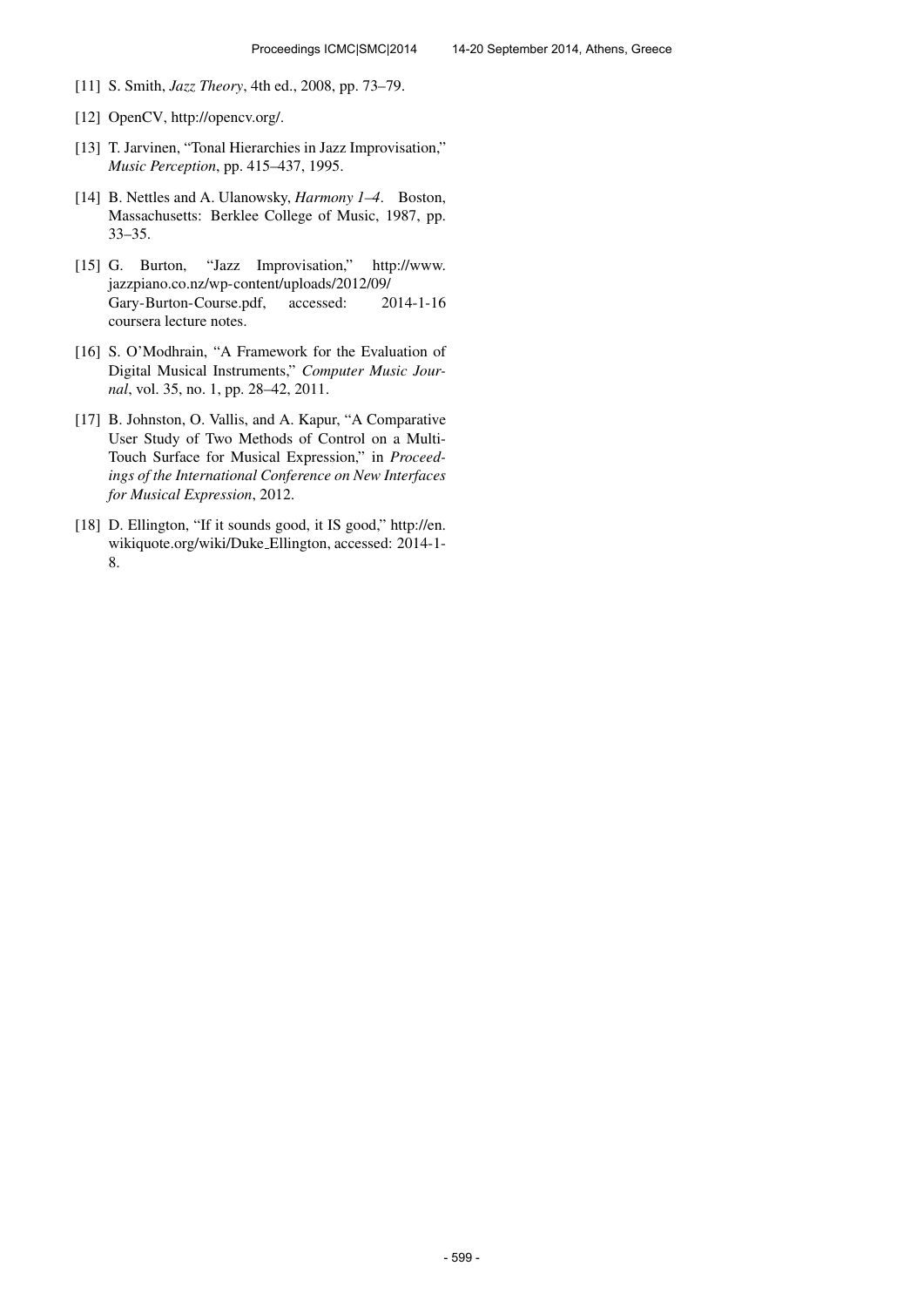[11] S. Smith, *Jazz Theory*, 4th ed., 2008, pp. 73–79.

[12] OpenCV, http://opencv.org/.

[13] T. Jarvinen, "Tonal Hierarchies in Jazz Improvisation," *Music Perception*, pp. 415–437, 1995.

[14] B. Nettles and A. Ulanowsky, *Harmony 1–4*. Boston, Massachusetts: Berklee College of Music, 1987, pp. 33–35.

[15] G. Burton, "Jazz Improvisation," http://www.jazzpiano.co.nz/wp-content/uploads/2012/09/Gary-Burton-Course.pdf, accessed: 2014-1-16 coursera lecture notes.

[16] S. O'Modhrain, "A Framework for the Evaluation of Digital Musical Instruments," *Computer Music Journal*, vol. 35, no. 1, pp. 28–42, 2011.

[17] B. Johnston, O. Vallis, and A. Kapur, "A Comparative User Study of Two Methods of Control on a Multi-Touch Surface for Musical Expression," in *Proceedings of the International Conference on New Interfaces for Musical Expression*, 2012.

[18] D. Ellington, "If it sounds good, it IS good," http://en.wikiquote.org/wiki/Duke_Ellington, accessed: 2014-1-8.